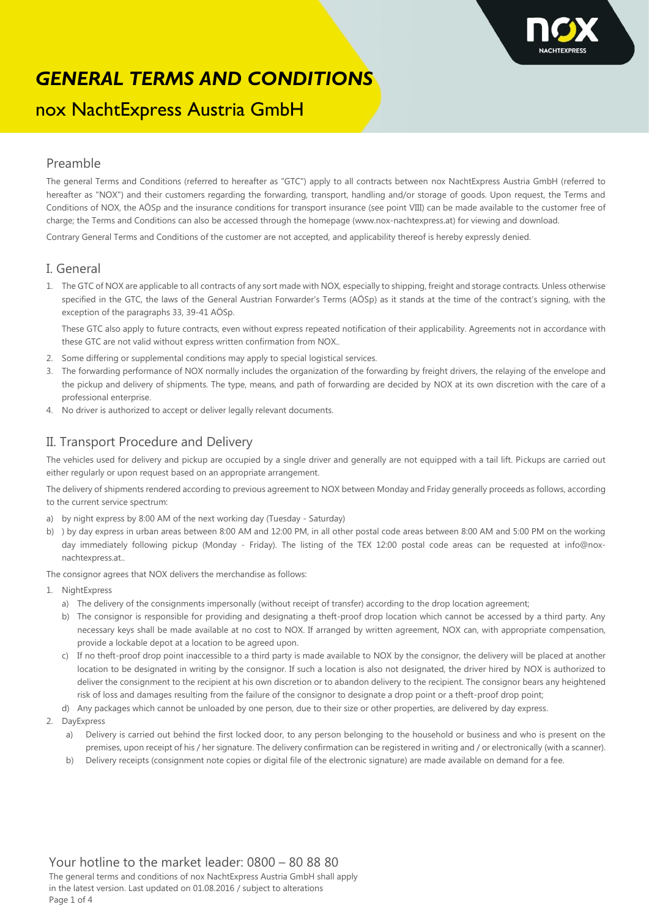# GENERAL TERMS AND CONDITIONS

## nox NachtExpress Austria GmbH

### Preamble

The general Terms and Conditions (referred to hereafter as "GTC") apply to all contracts between nox NachtExpress Austria GmbH (referred to hereafter as "NOX") and their customers regarding the forwarding, transport, handling and/or storage of goods. Upon request, the Terms and Conditions of NOX, the AÖSp and the insurance conditions for transport insurance (see point VIII) can be made available to the customer free of charge; the Terms and Conditions can also be accessed through the homepage (www.nox-nachtexpress.at) for viewing and download.

Contrary General Terms and Conditions of the customer are not accepted, and applicability thereof is hereby expressly denied.

### I. General

1. The GTC of NOX are applicable to all contracts of any sort made with NOX, especially to shipping, freight and storage contracts. Unless otherwise specified in the GTC, the laws of the General Austrian Forwarder's Terms (AÖSp) as it stands at the time of the contract's signing, with the exception of the paragraphs 33, 39-41 AÖSp.

   These GTC also apply to future contracts, even without express repeated notification of their applicability. Agreements not in accordance with these GTC are not valid without express written confirmation from NOX..
2. Some differing or supplemental conditions may apply to special logistical services.
3. The forwarding performance of NOX normally includes the organization of the forwarding by freight drivers, the relaying of the envelope and the pickup and delivery of shipments. The type, means, and path of forwarding are decided by NOX at its own discretion with the care of a professional enterprise.
4. No driver is authorized to accept or deliver legally relevant documents.

### II. Transport Procedure and Delivery

The vehicles used for delivery and pickup are occupied by a single driver and generally are not equipped with a tail lift. Pickups are carried out either regularly or upon request based on an appropriate arrangement.

The delivery of shipments rendered according to previous agreement to NOX between Monday and Friday generally proceeds as follows, according to the current service spectrum:

a) by night express by 8:00 AM of the next working day (Tuesday - Saturday)

b) ) by day express in urban areas between 8:00 AM and 12:00 PM, in all other postal code areas between 8:00 AM and 5:00 PM on the working day immediately following pickup (Monday - Friday). The listing of the TEX 12:00 postal code areas can be requested at info@nox-nachtexpress.at..

The consignor agrees that NOX delivers the merchandise as follows:

1. NightExpress
   a) The delivery of the consignments impersonally (without receipt of transfer) according to the drop location agreement;
   b) The consignor is responsible for providing and designating a theft-proof drop location which cannot be accessed by a third party. Any necessary keys shall be made available at no cost to NOX. If arranged by written agreement, NOX can, with appropriate compensation, provide a lockable depot at a location to be agreed upon.
   c) If no theft-proof drop point inaccessible to a third party is made available to NOX by the consignor, the delivery will be placed at another location to be designated in writing by the consignor. If such a location is also not designated, the driver hired by NOX is authorized to deliver the consignment to the recipient at his own discretion or to abandon delivery to the recipient. The consignor bears any heightened risk of loss and damages resulting from the failure of the consignor to designate a drop point or a theft-proof drop point;
   d) Any packages which cannot be unloaded by one person, due to their size or other properties, are delivered by day express.
2. DayExpress
   a) Delivery is carried out behind the first locked door, to any person belonging to the household or business and who is present on the premises, upon receipt of his / her signature. The delivery confirmation can be registered in writing and / or electronically (with a scanner).
   b) Delivery receipts (consignment note copies or digital file of the electronic signature) are made available on demand for a fee.

Your hotline to the market leader: 0800 – 80 88 80

The general terms and conditions of nox NachtExpress Austria GmbH shall apply in the latest version. Last updated on 01.08.2016 / subject to alterations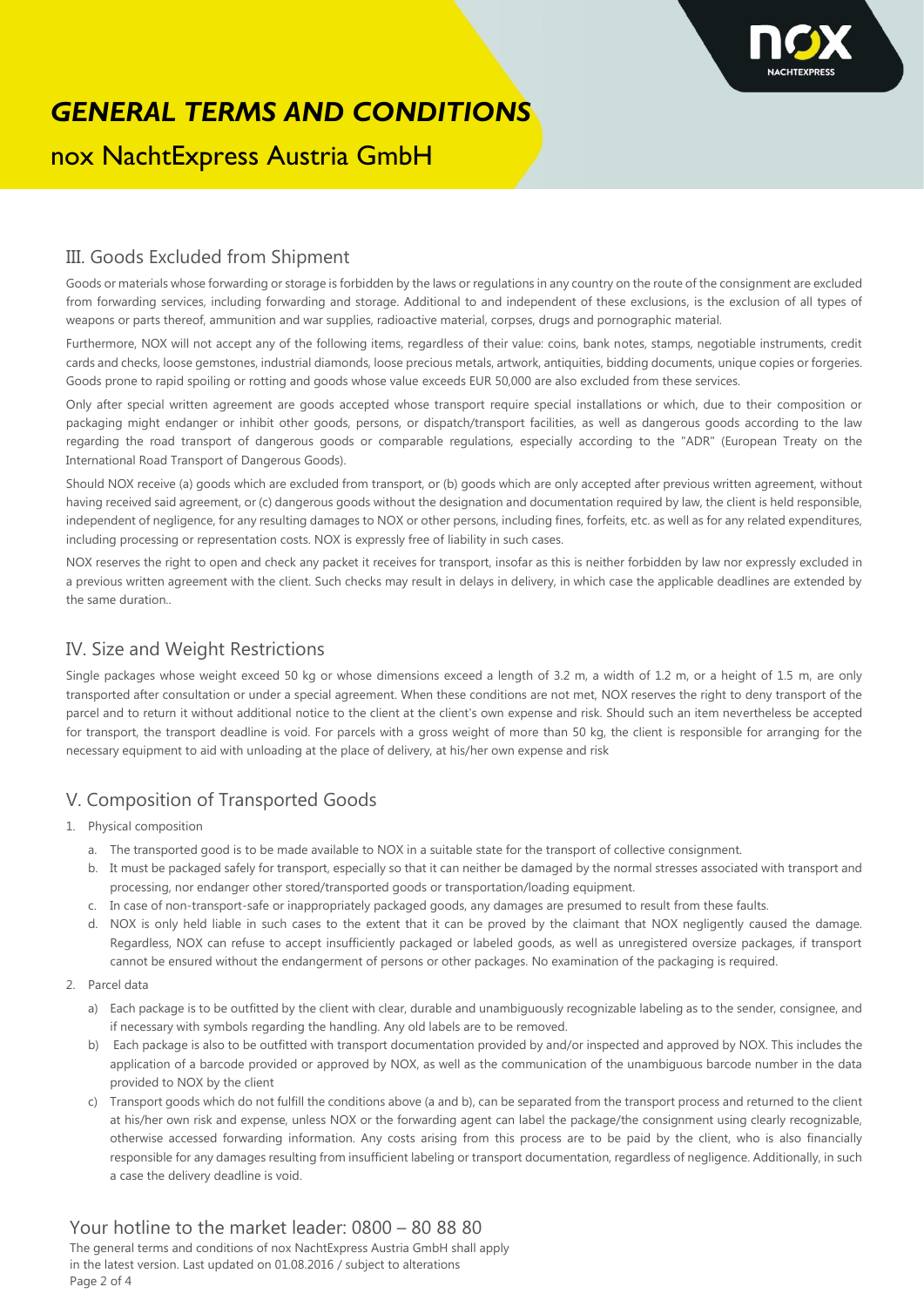# GENERAL TERMS AND CONDITIONS

## nox NachtExpress Austria GmbH

## III. Goods Excluded from Shipment

Goods or materials whose forwarding or storage is forbidden by the laws or regulations in any country on the route of the consignment are excluded from forwarding services, including forwarding and storage. Additional to and independent of these exclusions, is the exclusion of all types of weapons or parts thereof, ammunition and war supplies, radioactive material, corpses, drugs and pornographic material.

Furthermore, NOX will not accept any of the following items, regardless of their value: coins, bank notes, stamps, negotiable instruments, credit cards and checks, loose gemstones, industrial diamonds, loose precious metals, artwork, antiquities, bidding documents, unique copies or forgeries. Goods prone to rapid spoiling or rotting and goods whose value exceeds EUR 50,000 are also excluded from these services.

Only after special written agreement are goods accepted whose transport require special installations or which, due to their composition or packaging might endanger or inhibit other goods, persons, or dispatch/transport facilities, as well as dangerous goods according to the law regarding the road transport of dangerous goods or comparable regulations, especially according to the "ADR" (European Treaty on the International Road Transport of Dangerous Goods).

Should NOX receive (a) goods which are excluded from transport, or (b) goods which are only accepted after previous written agreement, without having received said agreement, or (c) dangerous goods without the designation and documentation required by law, the client is held responsible, independent of negligence, for any resulting damages to NOX or other persons, including fines, forfeits, etc. as well as for any related expenditures, including processing or representation costs. NOX is expressly free of liability in such cases.

NOX reserves the right to open and check any packet it receives for transport, insofar as this is neither forbidden by law nor expressly excluded in a previous written agreement with the client. Such checks may result in delays in delivery, in which case the applicable deadlines are extended by the same duration..

## IV. Size and Weight Restrictions

Single packages whose weight exceed 50 kg or whose dimensions exceed a length of 3.2 m, a width of 1.2 m, or a height of 1.5 m, are only transported after consultation or under a special agreement. When these conditions are not met, NOX reserves the right to deny transport of the parcel and to return it without additional notice to the client at the client's own expense and risk. Should such an item nevertheless be accepted for transport, the transport deadline is void. For parcels with a gross weight of more than 50 kg, the client is responsible for arranging for the necessary equipment to aid with unloading at the place of delivery, at his/her own expense and risk

## V. Composition of Transported Goods

1. Physical composition
   a. The transported good is to be made available to NOX in a suitable state for the transport of collective consignment.
   b. It must be packaged safely for transport, especially so that it can neither be damaged by the normal stresses associated with transport and processing, nor endanger other stored/transported goods or transportation/loading equipment.
   c. In case of non-transport-safe or inappropriately packaged goods, any damages are presumed to result from these faults.
   d. NOX is only held liable in such cases to the extent that it can be proved by the claimant that NOX negligently caused the damage. Regardless, NOX can refuse to accept insufficiently packaged or labeled goods, as well as unregistered oversize packages, if transport cannot be ensured without the endangerment of persons or other packages. No examination of the packaging is required.
2. Parcel data
   a) Each package is to be outfitted by the client with clear, durable and unambiguously recognizable labeling as to the sender, consignee, and if necessary with symbols regarding the handling. Any old labels are to be removed.
   b) Each package is also to be outfitted with transport documentation provided by and/or inspected and approved by NOX. This includes the application of a barcode provided or approved by NOX, as well as the communication of the unambiguous barcode number in the data provided to NOX by the client
   c) Transport goods which do not fulfill the conditions above (a and b), can be separated from the transport process and returned to the client at his/her own risk and expense, unless NOX or the forwarding agent can label the package/the consignment using clearly recognizable, otherwise accessed forwarding information. Any costs arising from this process are to be paid by the client, who is also financially responsible for any damages resulting from insufficient labeling or transport documentation, regardless of negligence. Additionally, in such a case the delivery deadline is void.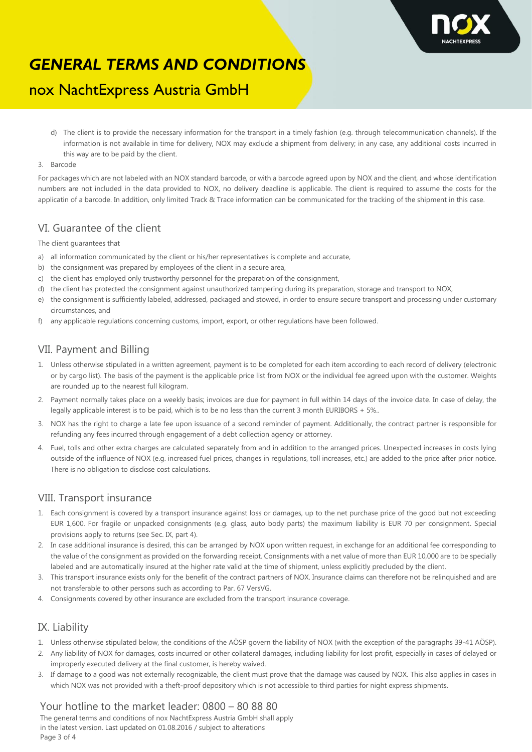d) The client is to provide the necessary information for the transport in a timely fashion (e.g. through telecommunication channels). If the information is not available in time for delivery, NOX may exclude a shipment from delivery; in any case, any additional costs incurred in this way are to be paid by the client.

3. Barcode

For packages which are not labeled with an NOX standard barcode, or with a barcode agreed upon by NOX and the client, and whose identification numbers are not included in the data provided to NOX, no delivery deadline is applicable. The client is required to assume the costs for the applicatin of a barcode. In addition, only limited Track & Trace information can be communicated for the tracking of the shipment in this case.

## VI. Guarantee of the client

The client guarantees that

a) all information communicated by the client or his/her representatives is complete and accurate,
b) the consignment was prepared by employees of the client in a secure area,
c) the client has employed only trustworthy personnel for the preparation of the consignment,
d) the client has protected the consignment against unauthorized tampering during its preparation, storage and transport to NOX,
e) the consignment is sufficiently labeled, addressed, packaged and stowed, in order to ensure secure transport and processing under customary circumstances, and
f) any applicable regulations concerning customs, import, export, or other regulations have been followed.

## VII. Payment and Billing

1. Unless otherwise stipulated in a written agreement, payment is to be completed for each item according to each record of delivery (electronic or by cargo list). The basis of the payment is the applicable price list from NOX or the individual fee agreed upon with the customer. Weights are rounded up to the nearest full kilogram.
2. Payment normally takes place on a weekly basis; invoices are due for payment in full within 14 days of the invoice date. In case of delay, the legally applicable interest is to be paid, which is to be no less than the current 3 month EURIBORS + 5%..
3. NOX has the right to charge a late fee upon issuance of a second reminder of payment. Additionally, the contract partner is responsible for refunding any fees incurred through engagement of a debt collection agency or attorney.
4. Fuel, tolls and other extra charges are calculated separately from and in addition to the arranged prices. Unexpected increases in costs lying outside of the influence of NOX (e.g. increased fuel prices, changes in regulations, toll increases, etc.) are added to the price after prior notice. There is no obligation to disclose cost calculations.

## VIII. Transport insurance

1. Each consignment is covered by a transport insurance against loss or damages, up to the net purchase price of the good but not exceeding EUR 1,600. For fragile or unpacked consignments (e.g. glass, auto body parts) the maximum liability is EUR 70 per consignment. Special provisions apply to returns (see Sec. IX, part 4).
2. In case additional insurance is desired, this can be arranged by NOX upon written request, in exchange for an additional fee corresponding to the value of the consignment as provided on the forwarding receipt. Consignments with a net value of more than EUR 10,000 are to be specially labeled and are automatically insured at the higher rate valid at the time of shipment, unless explicitly precluded by the client.
3. This transport insurance exists only for the benefit of the contract partners of NOX. Insurance claims can therefore not be relinquished and are not transferable to other persons such as according to Par. 67 VersVG.
4. Consignments covered by other insurance are excluded from the transport insurance coverage.

## IX. Liability

1. Unless otherwise stipulated below, the conditions of the AÖSP govern the liability of NOX (with the exception of the paragraphs 39-41 AÖSP).
2. Any liability of NOX for damages, costs incurred or other collateral damages, including liability for lost profit, especially in cases of delayed or improperly executed delivery at the final customer, is hereby waived.
3. If damage to a good was not externally recognizable, the client must prove that the damage was caused by NOX. This also applies in cases in which NOX was not provided with a theft-proof depository which is not accessible to third parties for night express shipments.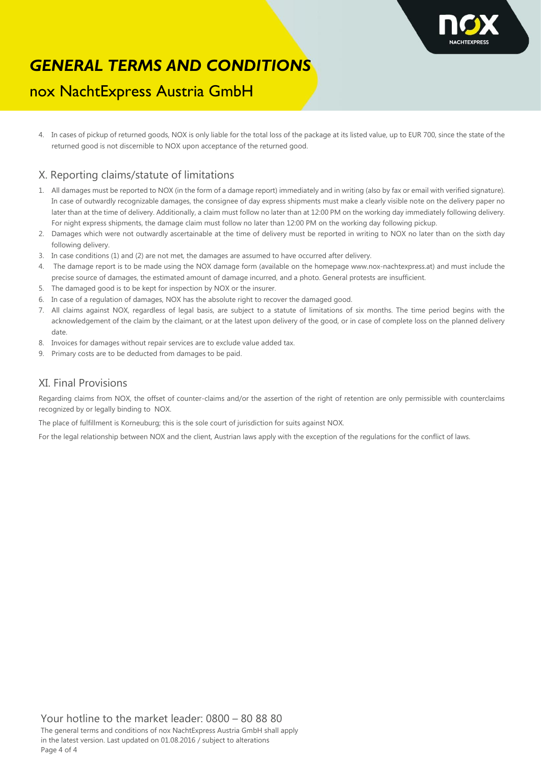4. In cases of pickup of returned goods, NOX is only liable for the total loss of the package at its listed value, up to EUR 700, since the state of the returned good is not discernible to NOX upon acceptance of the returned good.

## X. Reporting claims/statute of limitations

1. All damages must be reported to NOX (in the form of a damage report) immediately and in writing (also by fax or email with verified signature). In case of outwardly recognizable damages, the consignee of day express shipments must make a clearly visible note on the delivery paper no later than at the time of delivery. Additionally, a claim must follow no later than at 12:00 PM on the working day immediately following delivery. For night express shipments, the damage claim must follow no later than 12:00 PM on the working day following pickup.
2. Damages which were not outwardly ascertainable at the time of delivery must be reported in writing to NOX no later than on the sixth day following delivery.
3. In case conditions (1) and (2) are not met, the damages are assumed to have occurred after delivery.
4. The damage report is to be made using the NOX damage form (available on the homepage www.nox-nachtexpress.at) and must include the precise source of damages, the estimated amount of damage incurred, and a photo. General protests are insufficient.
5. The damaged good is to be kept for inspection by NOX or the insurer.
6. In case of a regulation of damages, NOX has the absolute right to recover the damaged good.
7. All claims against NOX, regardless of legal basis, are subject to a statute of limitations of six months. The time period begins with the acknowledgement of the claim by the claimant, or at the latest upon delivery of the good, or in case of complete loss on the planned delivery date.
8. Invoices for damages without repair services are to exclude value added tax.
9. Primary costs are to be deducted from damages to be paid.

## XI. Final Provisions

Regarding claims from NOX, the offset of counter-claims and/or the assertion of the right of retention are only permissible with counterclaims recognized by or legally binding to NOX.

The place of fulfillment is Korneuburg; this is the sole court of jurisdiction for suits against NOX.

For the legal relationship between NOX and the client, Austrian laws apply with the exception of the regulations for the conflict of laws.

Your hotline to the market leader: 0800 – 80 88 80

The general terms and conditions of nox NachtExpress Austria GmbH shall apply in the latest version. Last updated on 01.08.2016 / subject to alterations